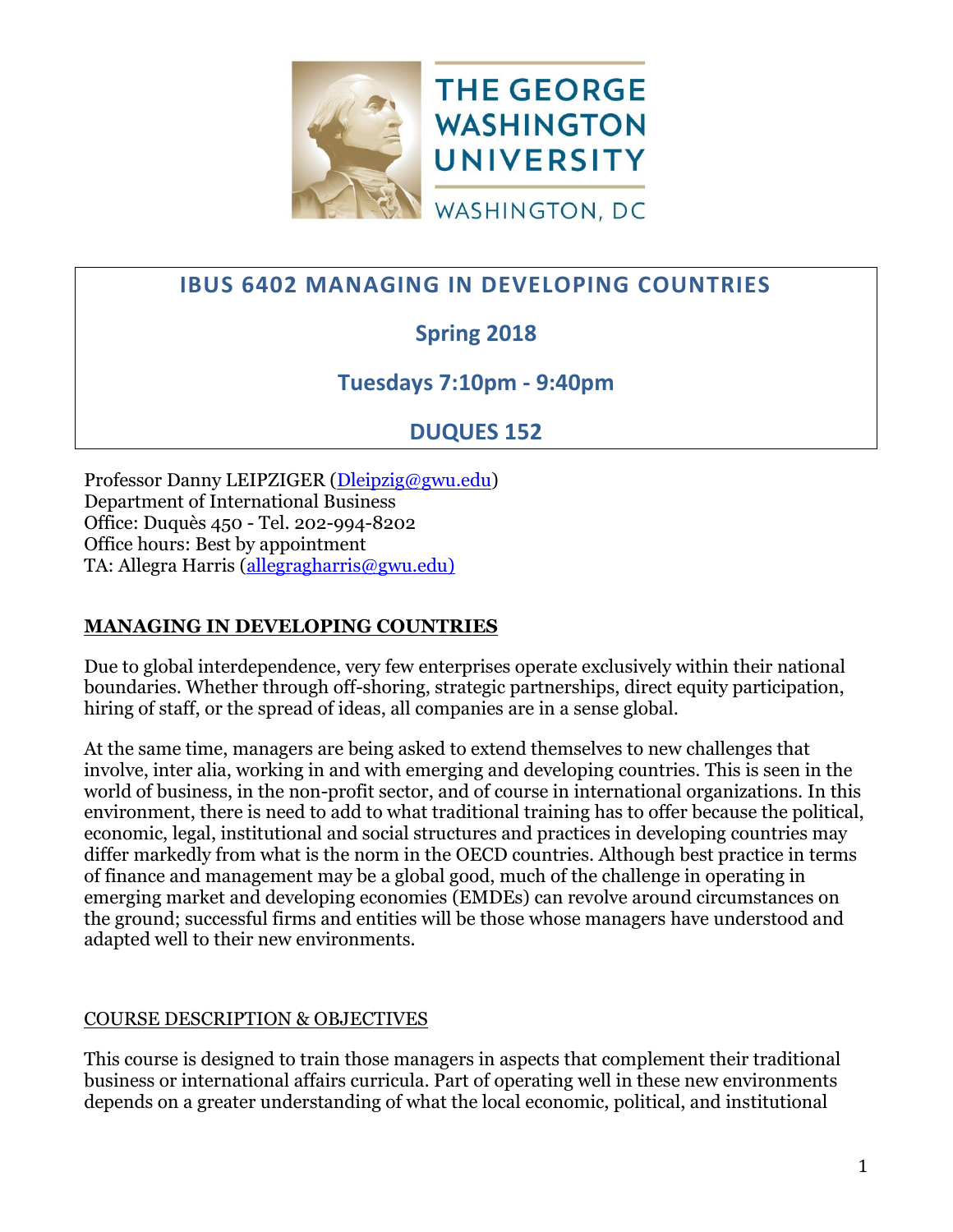THE GEORGE WASHINGTON UNIVERSITY

WASHINGTON, DC

# IBUS 6402 MANAGING IN DEVELOPING COUNTRIES

## Spring 2018

## Tuesdays 7:10pm - 9:40pm

## DUQUES 152

Professor Danny LEIPZIGER (Dleipzig@gwu.edu)
Department of International Business
Office: Duquès 450 - Tel. 202-994-8202
Office hours: Best by appointment
TA: Allegra Harris (allegragharris@gwu.edu)

**MANAGING IN DEVELOPING COUNTRIES**

Due to global interdependence, very few enterprises operate exclusively within their national boundaries. Whether through off-shoring, strategic partnerships, direct equity participation, hiring of staff, or the spread of ideas, all companies are in a sense global.

At the same time, managers are being asked to extend themselves to new challenges that involve, inter alia, working in and with emerging and developing countries. This is seen in the world of business, in the non-profit sector, and of course in international organizations. In this environment, there is need to add to what traditional training has to offer because the political, economic, legal, institutional and social structures and practices in developing countries may differ markedly from what is the norm in the OECD countries. Although best practice in terms of finance and management may be a global good, much of the challenge in operating in emerging market and developing economies (EMDEs) can revolve around circumstances on the ground; successful firms and entities will be those whose managers have understood and adapted well to their new environments.

COURSE DESCRIPTION & OBJECTIVES

This course is designed to train those managers in aspects that complement their traditional business or international affairs curricula. Part of operating well in these new environments depends on a greater understanding of what the local economic, political, and institutional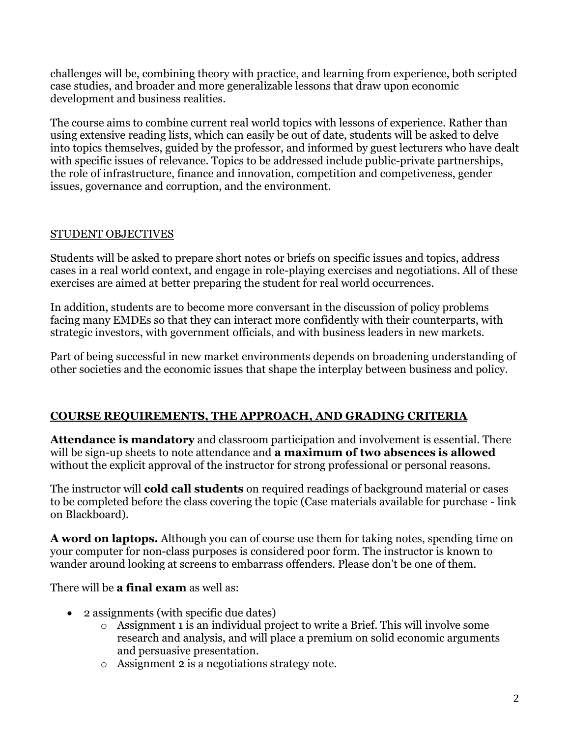challenges will be, combining theory with practice, and learning from experience, both scripted case studies, and broader and more generalizable lessons that draw upon economic development and business realities.

The course aims to combine current real world topics with lessons of experience. Rather than using extensive reading lists, which can easily be out of date, students will be asked to delve into topics themselves, guided by the professor, and informed by guest lecturers who have dealt with specific issues of relevance. Topics to be addressed include public-private partnerships, the role of infrastructure, finance and innovation, competition and competiveness, gender issues, governance and corruption, and the environment.

## STUDENT OBJECTIVES

Students will be asked to prepare short notes or briefs on specific issues and topics, address cases in a real world context, and engage in role-playing exercises and negotiations. All of these exercises are aimed at better preparing the student for real world occurrences.

In addition, students are to become more conversant in the discussion of policy problems facing many EMDEs so that they can interact more confidently with their counterparts, with strategic investors, with government officials, and with business leaders in new markets.

Part of being successful in new market environments depends on broadening understanding of other societies and the economic issues that shape the interplay between business and policy.

## COURSE REQUIREMENTS, THE APPROACH, AND GRADING CRITERIA

**Attendance is mandatory** and classroom participation and involvement is essential. There will be sign-up sheets to note attendance and **a maximum of two absences is allowed** without the explicit approval of the instructor for strong professional or personal reasons.

The instructor will **cold call students** on required readings of background material or cases to be completed before the class covering the topic (Case materials available for purchase - link on Blackboard).

**A word on laptops.** Although you can of course use them for taking notes, spending time on your computer for non-class purposes is considered poor form. The instructor is known to wander around looking at screens to embarrass offenders. Please don't be one of them.

There will be **a final exam** as well as:

- 2 assignments (with specific due dates)
  - Assignment 1 is an individual project to write a Brief. This will involve some research and analysis, and will place a premium on solid economic arguments and persuasive presentation.
  - Assignment 2 is a negotiations strategy note.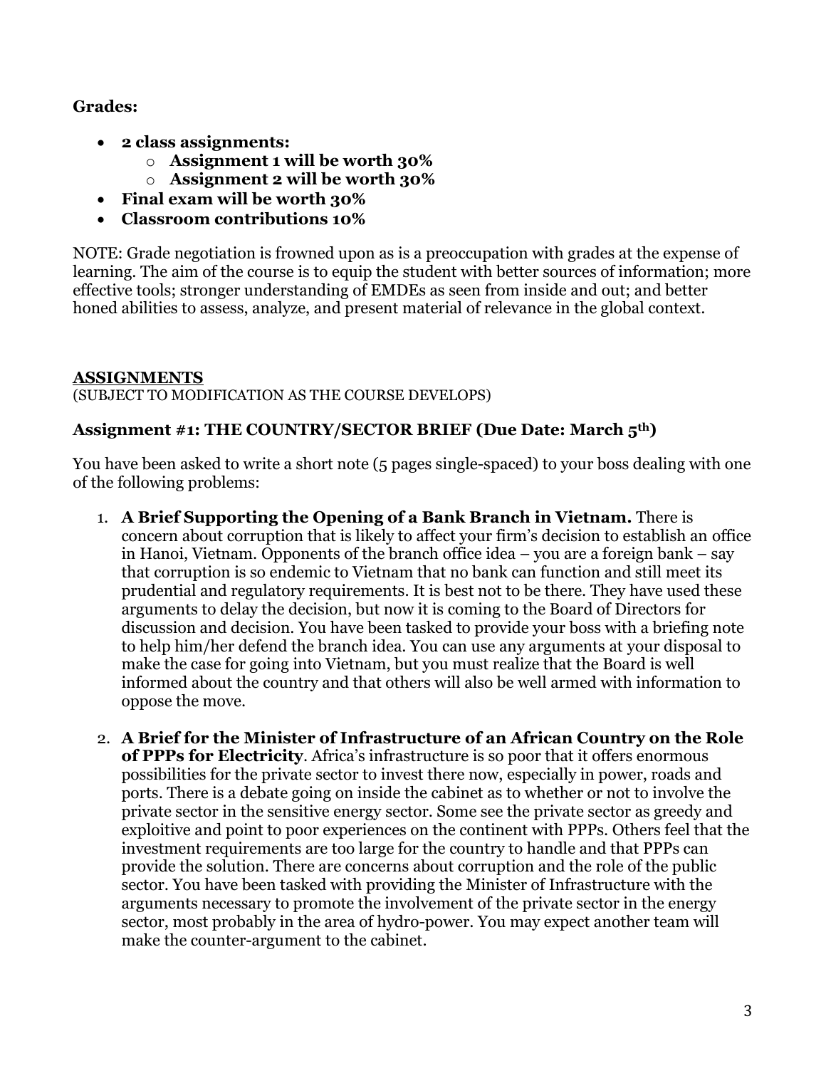**Grades:**

- **2 class assignments:**
  - **Assignment 1 will be worth 30%**
  - **Assignment 2 will be worth 30%**
- **Final exam will be worth 30%**
- **Classroom contributions 10%**

NOTE: Grade negotiation is frowned upon as is a preoccupation with grades at the expense of learning. The aim of the course is to equip the student with better sources of information; more effective tools; stronger understanding of EMDEs as seen from inside and out; and better honed abilities to assess, analyze, and present material of relevance in the global context.

**ASSIGNMENTS**

(SUBJECT TO MODIFICATION AS THE COURSE DEVELOPS)

### Assignment #1: THE COUNTRY/SECTOR BRIEF (Due Date: March 5th)

You have been asked to write a short note (5 pages single-spaced) to your boss dealing with one of the following problems:

1. **A Brief Supporting the Opening of a Bank Branch in Vietnam.** There is concern about corruption that is likely to affect your firm's decision to establish an office in Hanoi, Vietnam. Opponents of the branch office idea – you are a foreign bank – say that corruption is so endemic to Vietnam that no bank can function and still meet its prudential and regulatory requirements. It is best not to be there. They have used these arguments to delay the decision, but now it is coming to the Board of Directors for discussion and decision. You have been tasked to provide your boss with a briefing note to help him/her defend the branch idea. You can use any arguments at your disposal to make the case for going into Vietnam, but you must realize that the Board is well informed about the country and that others will also be well armed with information to oppose the move.

2. **A Brief for the Minister of Infrastructure of an African Country on the Role of PPPs for Electricity**. Africa's infrastructure is so poor that it offers enormous possibilities for the private sector to invest there now, especially in power, roads and ports. There is a debate going on inside the cabinet as to whether or not to involve the private sector in the sensitive energy sector. Some see the private sector as greedy and exploitive and point to poor experiences on the continent with PPPs. Others feel that the investment requirements are too large for the country to handle and that PPPs can provide the solution. There are concerns about corruption and the role of the public sector. You have been tasked with providing the Minister of Infrastructure with the arguments necessary to promote the involvement of the private sector in the energy sector, most probably in the area of hydro-power. You may expect another team will make the counter-argument to the cabinet.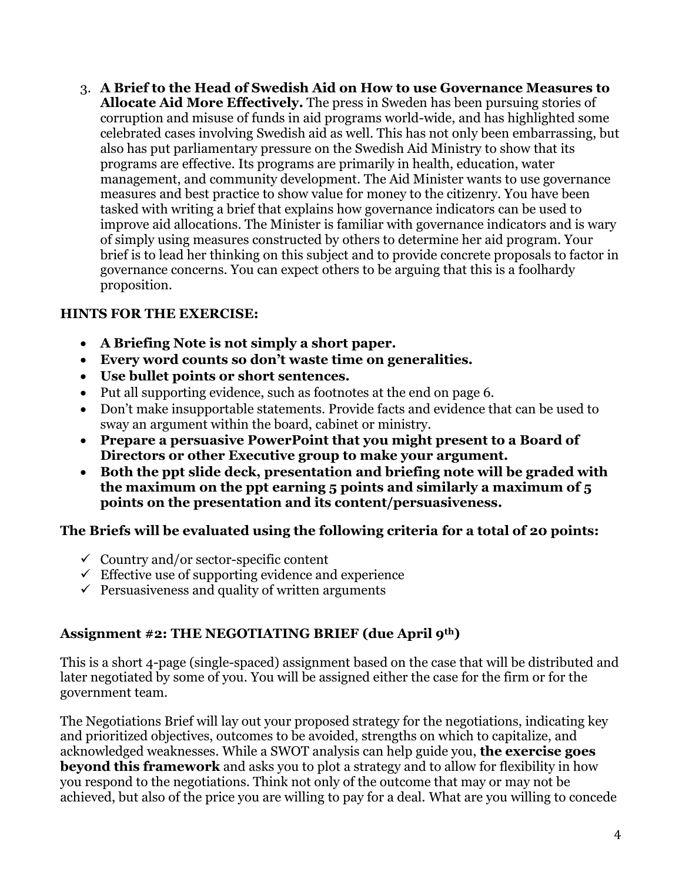3. **A Brief to the Head of Swedish Aid on How to use Governance Measures to Allocate Aid More Effectively.** The press in Sweden has been pursuing stories of corruption and misuse of funds in aid programs world-wide, and has highlighted some celebrated cases involving Swedish aid as well. This has not only been embarrassing, but also has put parliamentary pressure on the Swedish Aid Ministry to show that its programs are effective. Its programs are primarily in health, education, water management, and community development. The Aid Minister wants to use governance measures and best practice to show value for money to the citizenry. You have been tasked with writing a brief that explains how governance indicators can be used to improve aid allocations. The Minister is familiar with governance indicators and is wary of simply using measures constructed by others to determine her aid program. Your brief is to lead her thinking on this subject and to provide concrete proposals to factor in governance concerns. You can expect others to be arguing that this is a foolhardy proposition.

**HINTS FOR THE EXERCISE:**

- **A Briefing Note is not simply a short paper.**
- **Every word counts so don't waste time on generalities.**
- **Use bullet points or short sentences.**
- Put all supporting evidence, such as footnotes at the end on page 6.
- Don't make insupportable statements. Provide facts and evidence that can be used to sway an argument within the board, cabinet or ministry.
- **Prepare a persuasive PowerPoint that you might present to a Board of Directors or other Executive group to make your argument.**
- **Both the ppt slide deck, presentation and briefing note will be graded with the maximum on the ppt earning 5 points and similarly a maximum of 5 points on the presentation and its content/persuasiveness.**

**The Briefs will be evaluated using the following criteria for a total of 20 points:**

- ✓ Country and/or sector-specific content
- ✓ Effective use of supporting evidence and experience
- ✓ Persuasiveness and quality of written arguments

**Assignment #2: THE NEGOTIATING BRIEF (due April 9th)**

This is a short 4-page (single-spaced) assignment based on the case that will be distributed and later negotiated by some of you. You will be assigned either the case for the firm or for the government team.

The Negotiations Brief will lay out your proposed strategy for the negotiations, indicating key and prioritized objectives, outcomes to be avoided, strengths on which to capitalize, and acknowledged weaknesses. While a SWOT analysis can help guide you, **the exercise goes beyond this framework** and asks you to plot a strategy and to allow for flexibility in how you respond to the negotiations. Think not only of the outcome that may or may not be achieved, but also of the price you are willing to pay for a deal. What are you willing to concede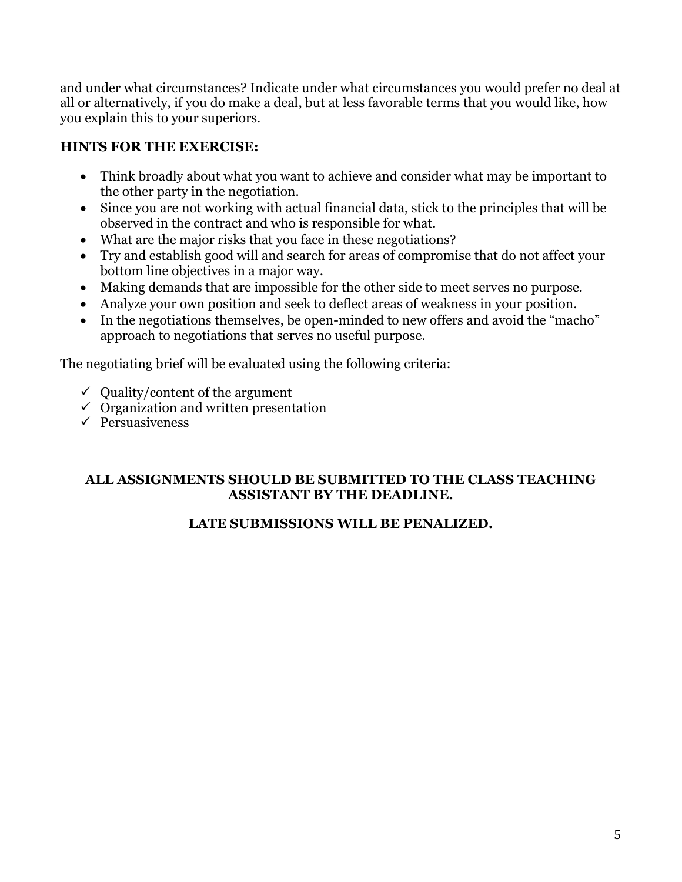and under what circumstances? Indicate under what circumstances you would prefer no deal at all or alternatively, if you do make a deal, but at less favorable terms that you would like, how you explain this to your superiors.

**HINTS FOR THE EXERCISE:**

- Think broadly about what you want to achieve and consider what may be important to the other party in the negotiation.
- Since you are not working with actual financial data, stick to the principles that will be observed in the contract and who is responsible for what.
- What are the major risks that you face in these negotiations?
- Try and establish good will and search for areas of compromise that do not affect your bottom line objectives in a major way.
- Making demands that are impossible for the other side to meet serves no purpose.
- Analyze your own position and seek to deflect areas of weakness in your position.
- In the negotiations themselves, be open-minded to new offers and avoid the "macho" approach to negotiations that serves no useful purpose.

The negotiating brief will be evaluated using the following criteria:

- ✓ Quality/content of the argument
- ✓ Organization and written presentation
- ✓ Persuasiveness

**ALL ASSIGNMENTS SHOULD BE SUBMITTED TO THE CLASS TEACHING ASSISTANT BY THE DEADLINE.**

**LATE SUBMISSIONS WILL BE PENALIZED.**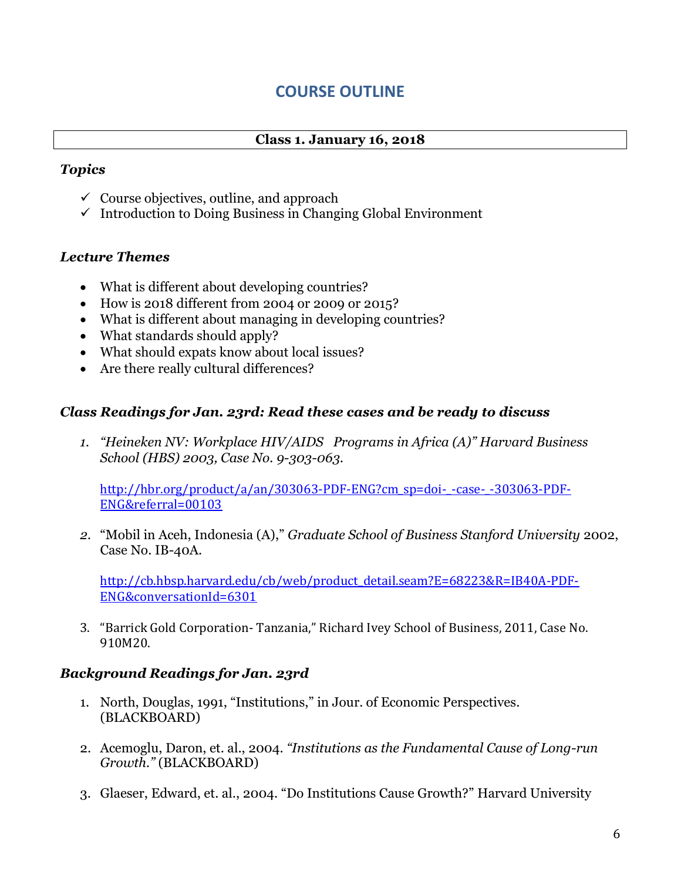# COURSE OUTLINE

**Class 1. January 16, 2018**

### *Topics*

- ✓ Course objectives, outline, and approach
- ✓ Introduction to Doing Business in Changing Global Environment

### *Lecture Themes*

- What is different about developing countries?
- How is 2018 different from 2004 or 2009 or 2015?
- What is different about managing in developing countries?
- What standards should apply?
- What should expats know about local issues?
- Are there really cultural differences?

### *Class Readings for Jan. 23rd: Read these cases and be ready to discuss*

1. *"Heineken NV: Workplace HIV/AIDS Programs in Africa (A)" Harvard Business School (HBS) 2003, Case No. 9-303-063.*

   http://hbr.org/product/a/an/303063-PDF-ENG?cm_sp=doi-_-case-_-303063-PDF-ENG&referral=00103

2. "Mobil in Aceh, Indonesia (A)," *Graduate School of Business Stanford University* 2002, Case No. IB-40A.

   http://cb.hbsp.harvard.edu/cb/web/product_detail.seam?E=68223&R=IB40A-PDF-ENG&conversationId=6301

3. "Barrick Gold Corporation- Tanzania," Richard Ivey School of Business, 2011, Case No. 910M20.

### *Background Readings for Jan. 23rd*

1. North, Douglas, 1991, "Institutions," in Jour. of Economic Perspectives. (BLACKBOARD)
2. Acemoglu, Daron, et. al., 2004. *"Institutions as the Fundamental Cause of Long-run Growth."* (BLACKBOARD)
3. Glaeser, Edward, et. al., 2004. "Do Institutions Cause Growth?" Harvard University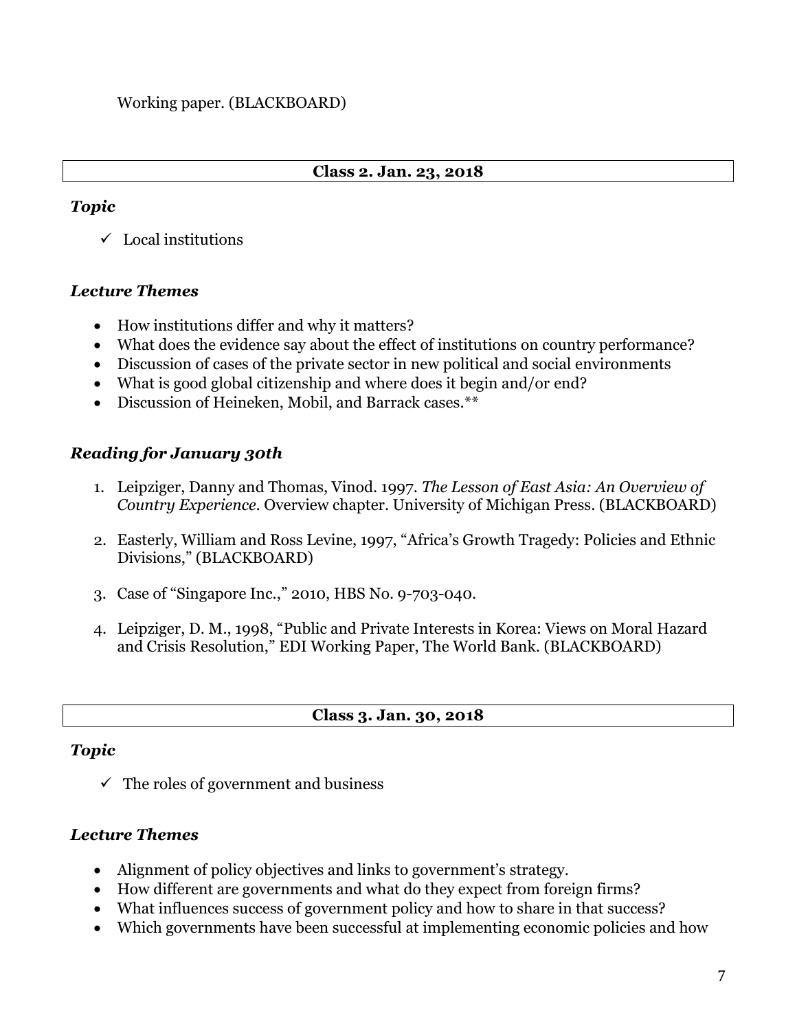Working paper. (BLACKBOARD)

## Class 2. Jan. 23, 2018

***Topic***

- ✓ Local institutions

***Lecture Themes***

- How institutions differ and why it matters?
- What does the evidence say about the effect of institutions on country performance?
- Discussion of cases of the private sector in new political and social environments
- What is good global citizenship and where does it begin and/or end?
- Discussion of Heineken, Mobil, and Barrack cases.**

***Reading for January 30th***

1. Leipziger, Danny and Thomas, Vinod. 1997. *The Lesson of East Asia: An Overview of Country Experience*. Overview chapter. University of Michigan Press. (BLACKBOARD)
2. Easterly, William and Ross Levine, 1997, "Africa's Growth Tragedy: Policies and Ethnic Divisions," (BLACKBOARD)
3. Case of "Singapore Inc.," 2010, HBS No. 9-703-040.
4. Leipziger, D. M., 1998, "Public and Private Interests in Korea: Views on Moral Hazard and Crisis Resolution," EDI Working Paper, The World Bank. (BLACKBOARD)

## Class 3. Jan. 30, 2018

***Topic***

- ✓ The roles of government and business

***Lecture Themes***

- Alignment of policy objectives and links to government's strategy.
- How different are governments and what do they expect from foreign firms?
- What influences success of government policy and how to share in that success?
- Which governments have been successful at implementing economic policies and how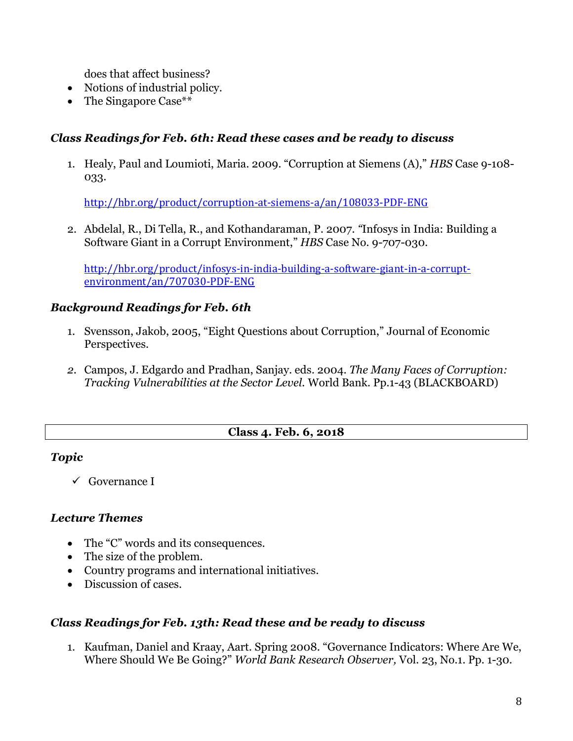does that affect business?

- Notions of industrial policy.
- The Singapore Case**

### *Class Readings for Feb. 6th: Read these cases and be ready to discuss*

1. Healy, Paul and Loumioti, Maria. 2009. "Corruption at Siemens (A)," *HBS* Case 9-108-033.

   http://hbr.org/product/corruption-at-siemens-a/an/108033-PDF-ENG

2. Abdelal, R., Di Tella, R., and Kothandaraman, P. 2007. "Infosys in India: Building a Software Giant in a Corrupt Environment," *HBS* Case No. 9-707-030.

   http://hbr.org/product/infosys-in-india-building-a-software-giant-in-a-corrupt-environment/an/707030-PDF-ENG

### *Background Readings for Feb. 6th*

1. Svensson, Jakob, 2005, "Eight Questions about Corruption," Journal of Economic Perspectives.

2. Campos, J. Edgardo and Pradhan, Sanjay. eds. 2004. *The Many Faces of Corruption: Tracking Vulnerabilities at the Sector Level.* World Bank. Pp.1-43 (BLACKBOARD)

## Class 4. Feb. 6, 2018

### *Topic*

- ✓ Governance I

### *Lecture Themes*

- The "C" words and its consequences.
- The size of the problem.
- Country programs and international initiatives.
- Discussion of cases.

### *Class Readings for Feb. 13th: Read these and be ready to discuss*

1. Kaufman, Daniel and Kraay, Aart. Spring 2008. "Governance Indicators: Where Are We, Where Should We Be Going?" *World Bank Research Observer,* Vol. 23, No.1. Pp. 1-30.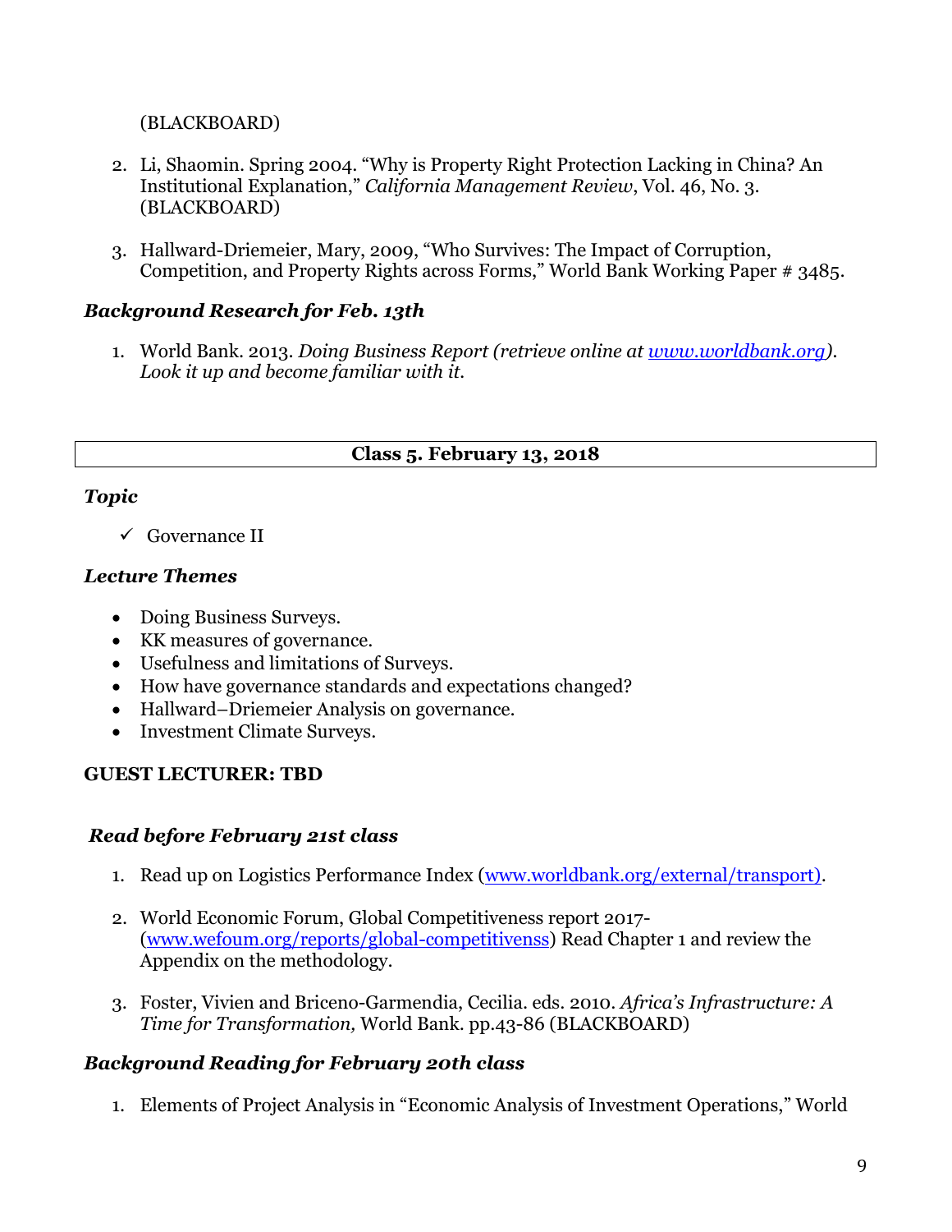(BLACKBOARD)

2. Li, Shaomin. Spring 2004. "Why is Property Right Protection Lacking in China? An Institutional Explanation," *California Management Review*, Vol. 46, No. 3. (BLACKBOARD)

3. Hallward-Driemeier, Mary, 2009, "Who Survives: The Impact of Corruption, Competition, and Property Rights across Forms," World Bank Working Paper # 3485.

### *Background Research for Feb. 13th*

1. World Bank. 2013. *Doing Business Report (retrieve online at [www.worldbank.org](www.worldbank.org)). Look it up and become familiar with it.*

## Class 5. February 13, 2018

### *Topic*

- ✓ Governance II

### *Lecture Themes*

- Doing Business Surveys.
- KK measures of governance.
- Usefulness and limitations of Surveys.
- How have governance standards and expectations changed?
- Hallward–Driemeier Analysis on governance.
- Investment Climate Surveys.

**GUEST LECTURER: TBD**

### *Read before February 21st class*

1. Read up on Logistics Performance Index ([www.worldbank.org/external/transport](www.worldbank.org/external/transport)).

2. World Economic Forum, Global Competitiveness report 2017- ([www.wefoum.org/reports/global-competitivenss](www.wefoum.org/reports/global-competitivenss)) Read Chapter 1 and review the Appendix on the methodology.

3. Foster, Vivien and Briceno-Garmendia, Cecilia. eds. 2010. *Africa's Infrastructure: A Time for Transformation,* World Bank. pp.43-86 (BLACKBOARD)

### *Background Reading for February 20th class*

1. Elements of Project Analysis in "Economic Analysis of Investment Operations," World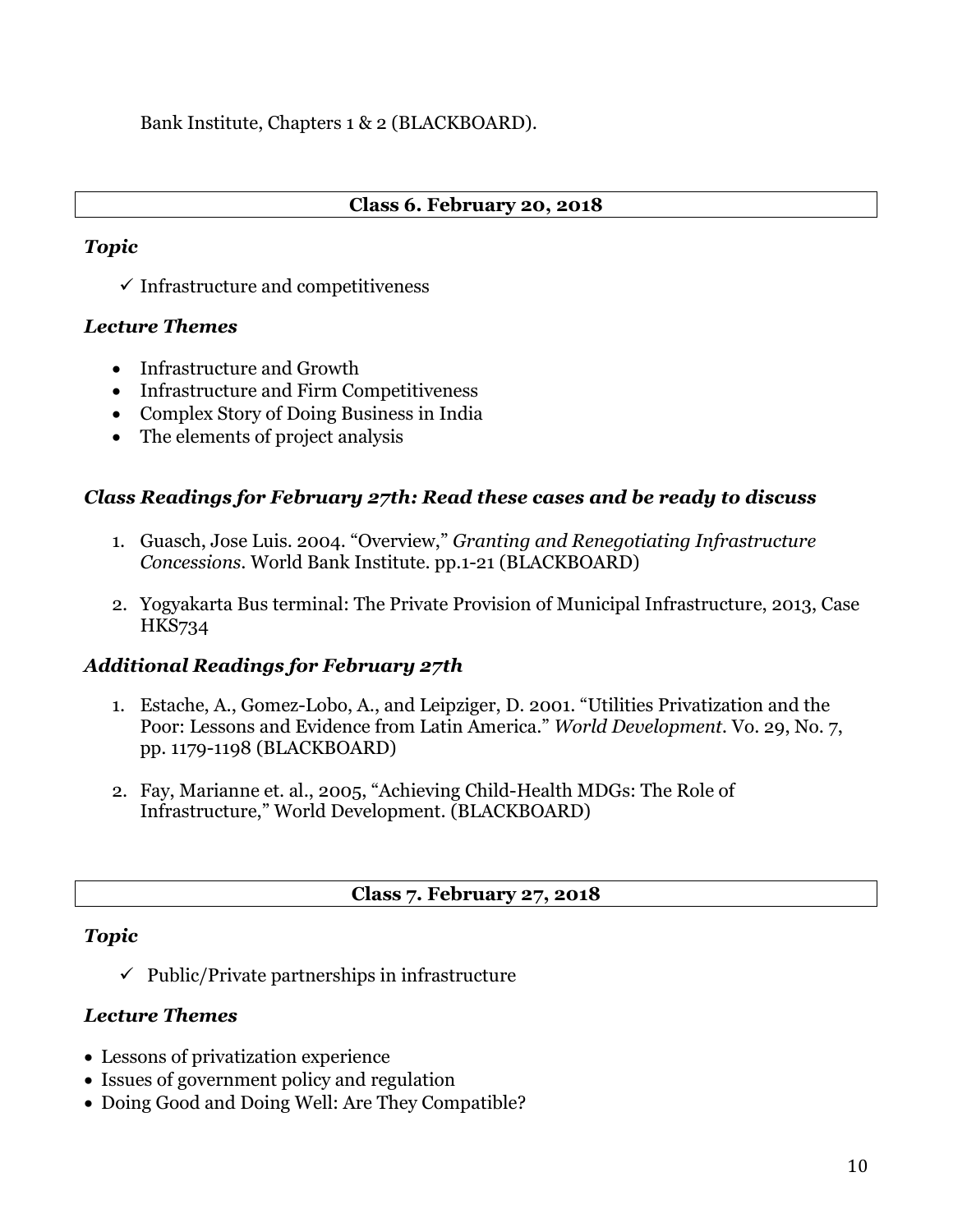Bank Institute, Chapters 1 & 2 (BLACKBOARD).

## Class 6. February 20, 2018

***Topic***

- ✓ Infrastructure and competitiveness

***Lecture Themes***

- Infrastructure and Growth
- Infrastructure and Firm Competitiveness
- Complex Story of Doing Business in India
- The elements of project analysis

***Class Readings for February 27th: Read these cases and be ready to discuss***

1. Guasch, Jose Luis. 2004. "Overview," *Granting and Renegotiating Infrastructure Concessions*. World Bank Institute. pp.1-21 (BLACKBOARD)

2. Yogyakarta Bus terminal: The Private Provision of Municipal Infrastructure, 2013, Case HKS734

***Additional Readings for February 27th***

1. Estache, A., Gomez-Lobo, A., and Leipziger, D. 2001. "Utilities Privatization and the Poor: Lessons and Evidence from Latin America." *World Development*. Vo. 29, No. 7, pp. 1179-1198 (BLACKBOARD)

2. Fay, Marianne et. al., 2005, "Achieving Child-Health MDGs: The Role of Infrastructure," World Development. (BLACKBOARD)

## Class 7. February 27, 2018

***Topic***

- ✓ Public/Private partnerships in infrastructure

***Lecture Themes***

- Lessons of privatization experience
- Issues of government policy and regulation
- Doing Good and Doing Well: Are They Compatible?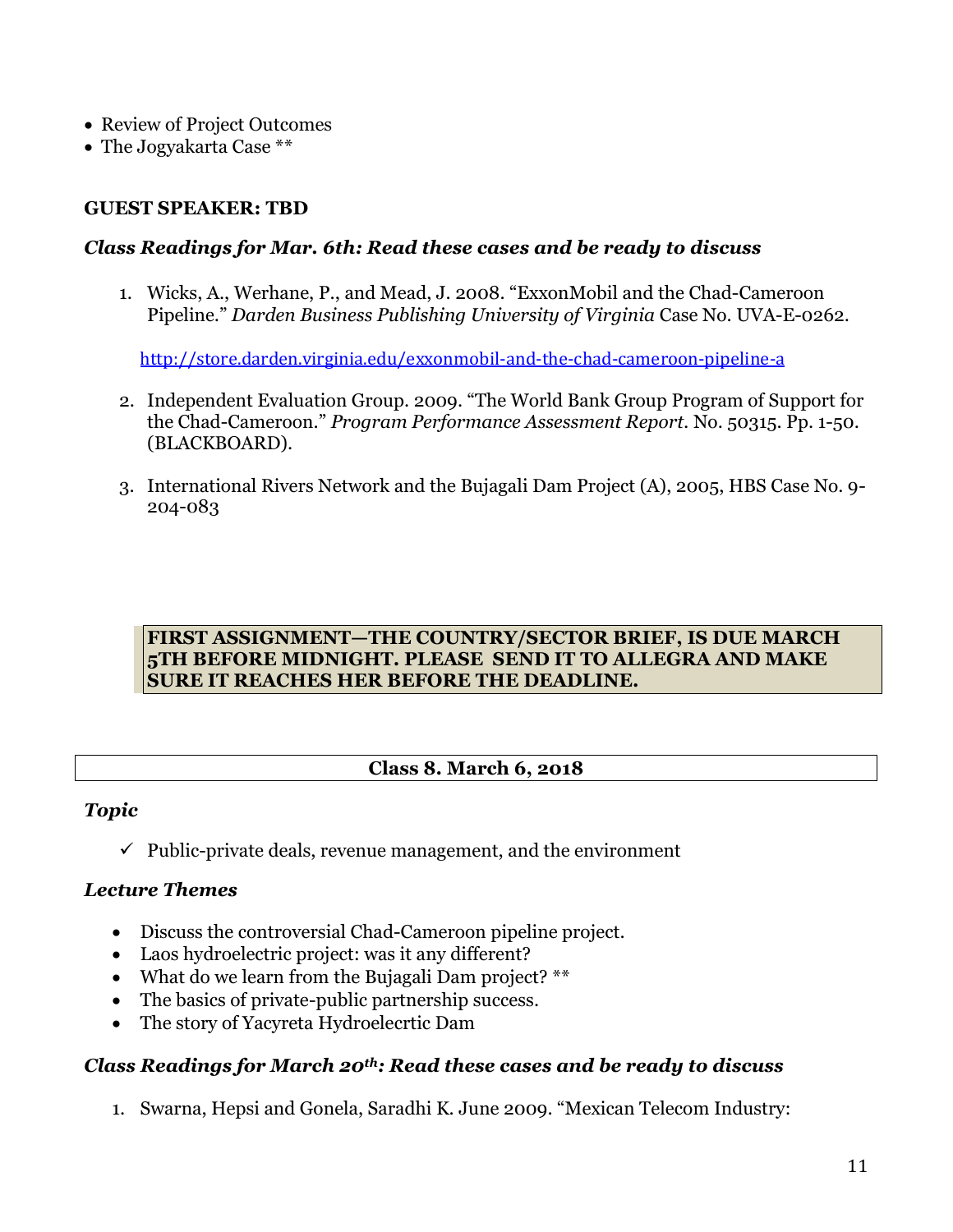- Review of Project Outcomes
- The Jogyakarta Case **

**GUEST SPEAKER: TBD**

***Class Readings for Mar. 6th: Read these cases and be ready to discuss***

1. Wicks, A., Werhane, P., and Mead, J. 2008. "ExxonMobil and the Chad-Cameroon Pipeline." *Darden Business Publishing University of Virginia* Case No. UVA-E-0262.

   http://store.darden.virginia.edu/exxonmobil-and-the-chad-cameroon-pipeline-a

2. Independent Evaluation Group. 2009. "The World Bank Group Program of Support for the Chad-Cameroon." *Program Performance Assessment Report*. No. 50315. Pp. 1-50. (BLACKBOARD).

3. International Rivers Network and the Bujagali Dam Project (A), 2005, HBS Case No. 9-204-083

**FIRST ASSIGNMENT—THE COUNTRY/SECTOR BRIEF, IS DUE MARCH 5TH BEFORE MIDNIGHT. PLEASE SEND IT TO ALLEGRA AND MAKE SURE IT REACHES HER BEFORE THE DEADLINE.**

## Class 8. March 6, 2018

***Topic***

- ✓ Public-private deals, revenue management, and the environment

***Lecture Themes***

- Discuss the controversial Chad-Cameroon pipeline project.
- Laos hydroelectric project: was it any different?
- What do we learn from the Bujagali Dam project? **
- The basics of private-public partnership success.
- The story of Yacyreta Hydroelecrtic Dam

***Class Readings for March 20th: Read these cases and be ready to discuss***

1. Swarna, Hepsi and Gonela, Saradhi K. June 2009. "Mexican Telecom Industry: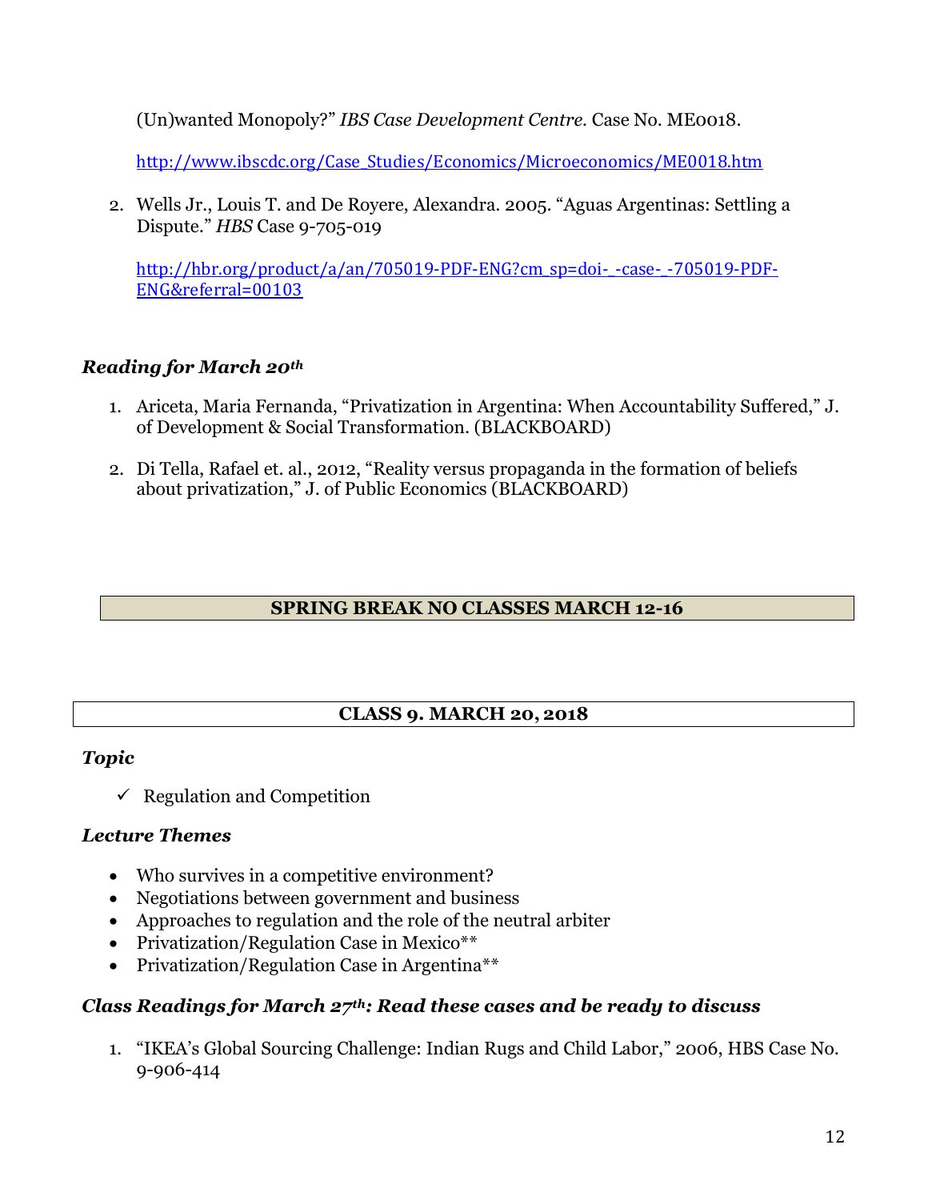(Un)wanted Monopoly?" *IBS Case Development Centre*. Case No. ME0018.

http://www.ibscdc.org/Case_Studies/Economics/Microeconomics/ME0018.htm

2. Wells Jr., Louis T. and De Royere, Alexandra. 2005. "Aguas Argentinas: Settling a Dispute." *HBS* Case 9-705-019

   http://hbr.org/product/a/an/705019-PDF-ENG?cm_sp=doi-_-case-_-705019-PDF-ENG&referral=00103

### *Reading for March 20th*

1. Ariceta, Maria Fernanda, "Privatization in Argentina: When Accountability Suffered," J. of Development & Social Transformation. (BLACKBOARD)
2. Di Tella, Rafael et. al., 2012, "Reality versus propaganda in the formation of beliefs about privatization," J. of Public Economics (BLACKBOARD)

**SPRING BREAK NO CLASSES MARCH 12-16**

## CLASS 9. MARCH 20, 2018

### *Topic*

- ✓ Regulation and Competition

### *Lecture Themes*

- Who survives in a competitive environment?
- Negotiations between government and business
- Approaches to regulation and the role of the neutral arbiter
- Privatization/Regulation Case in Mexico**
- Privatization/Regulation Case in Argentina**

### *Class Readings for March 27th: Read these cases and be ready to discuss*

1. "IKEA's Global Sourcing Challenge: Indian Rugs and Child Labor," 2006, HBS Case No. 9-906-414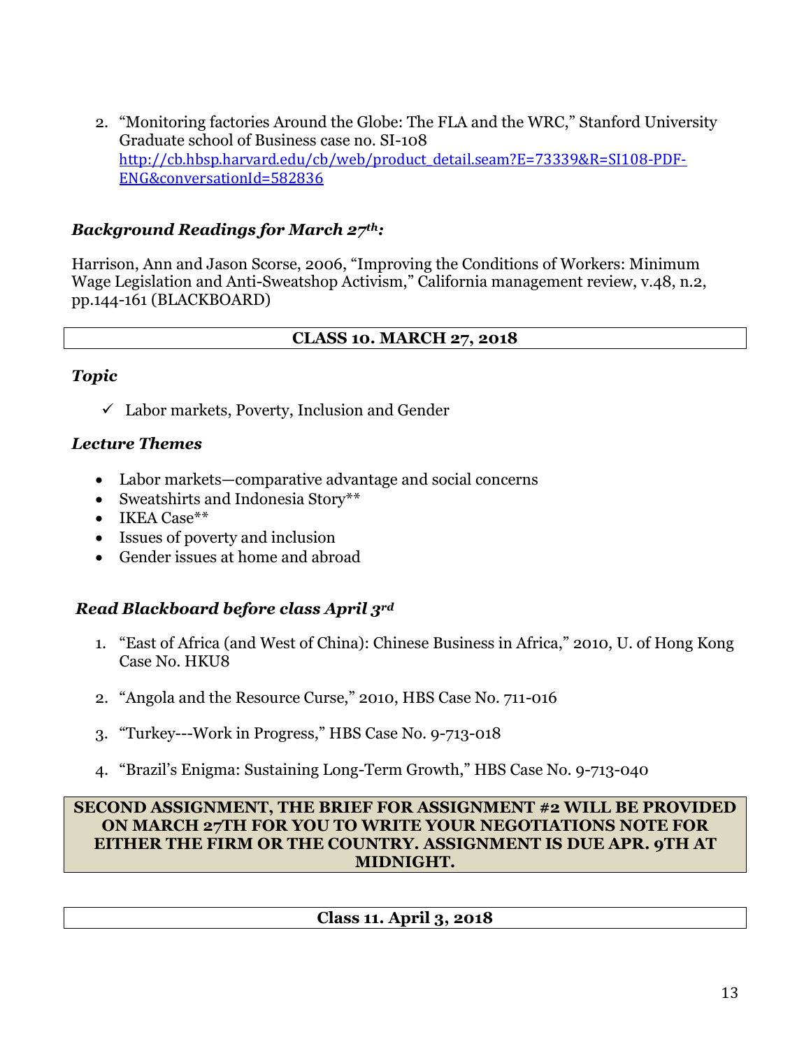2. "Monitoring factories Around the Globe: The FLA and the WRC," Stanford University Graduate school of Business case no. SI-108 http://cb.hbsp.harvard.edu/cb/web/product_detail.seam?E=73339&R=SI108-PDF-ENG&conversationId=582836

### *Background Readings for March 27th:*

Harrison, Ann and Jason Scorse, 2006, "Improving the Conditions of Workers: Minimum Wage Legislation and Anti-Sweatshop Activism," California management review, v.48, n.2, pp.144-161 (BLACKBOARD)

## CLASS 10. MARCH 27, 2018

### *Topic*

- ✓ Labor markets, Poverty, Inclusion and Gender

### *Lecture Themes*

- Labor markets—comparative advantage and social concerns
- Sweatshirts and Indonesia Story**
- IKEA Case**
- Issues of poverty and inclusion
- Gender issues at home and abroad

### *Read Blackboard before class April 3rd*

1. "East of Africa (and West of China): Chinese Business in Africa," 2010, U. of Hong Kong Case No. HKU8
2. "Angola and the Resource Curse," 2010, HBS Case No. 711-016
3. "Turkey---Work in Progress," HBS Case No. 9-713-018
4. "Brazil's Enigma: Sustaining Long-Term Growth," HBS Case No. 9-713-040

**SECOND ASSIGNMENT, THE BRIEF FOR ASSIGNMENT #2 WILL BE PROVIDED ON MARCH 27TH FOR YOU TO WRITE YOUR NEGOTIATIONS NOTE FOR EITHER THE FIRM OR THE COUNTRY. ASSIGNMENT IS DUE APR. 9TH AT MIDNIGHT.**

## Class 11. April 3, 2018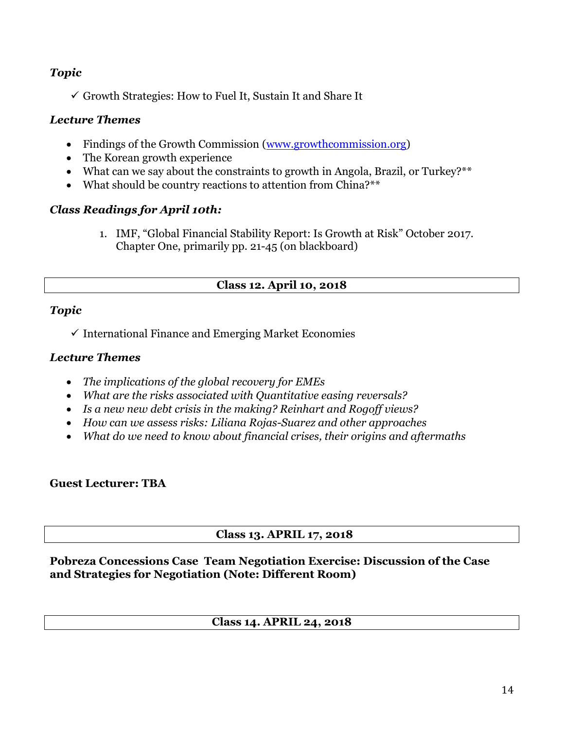***Topic***

✓ Growth Strategies: How to Fuel It, Sustain It and Share It

***Lecture Themes***

- Findings of the Growth Commission (www.growthcommission.org)
- The Korean growth experience
- What can we say about the constraints to growth in Angola, Brazil, or Turkey?**
- What should be country reactions to attention from China?**

***Class Readings for April 10th:***

1. IMF, "Global Financial Stability Report: Is Growth at Risk" October 2017. Chapter One, primarily pp. 21-45 (on blackboard)

| **Class 12. April 10, 2018** |
|---|

***Topic***

✓ International Finance and Emerging Market Economies

***Lecture Themes***

- *The implications of the global recovery for EMEs*
- *What are the risks associated with Quantitative easing reversals?*
- *Is a new new debt crisis in the making? Reinhart and Rogoff views?*
- *How can we assess risks: Liliana Rojas-Suarez and other approaches*
- *What do we need to know about financial crises, their origins and aftermaths*

**Guest Lecturer: TBA**

| **Class 13. APRIL 17, 2018** |
|---|

**Pobreza Concessions Case Team Negotiation Exercise: Discussion of the Case and Strategies for Negotiation (Note: Different Room)**

| **Class 14. APRIL 24, 2018** |
|---|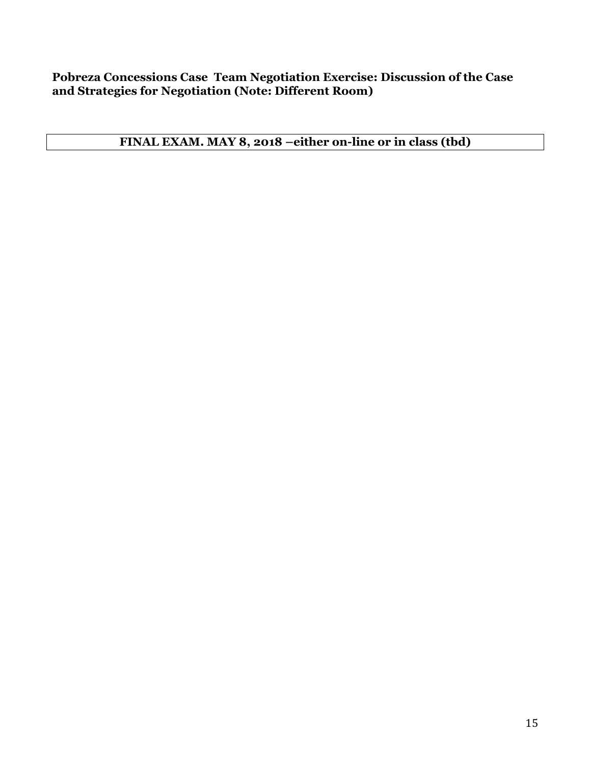**Pobreza Concessions Case Team Negotiation Exercise: Discussion of the Case and Strategies for Negotiation (Note: Different Room)**

| FINAL EXAM. MAY 8, 2018 –either on-line or in class (tbd) |
| --- |